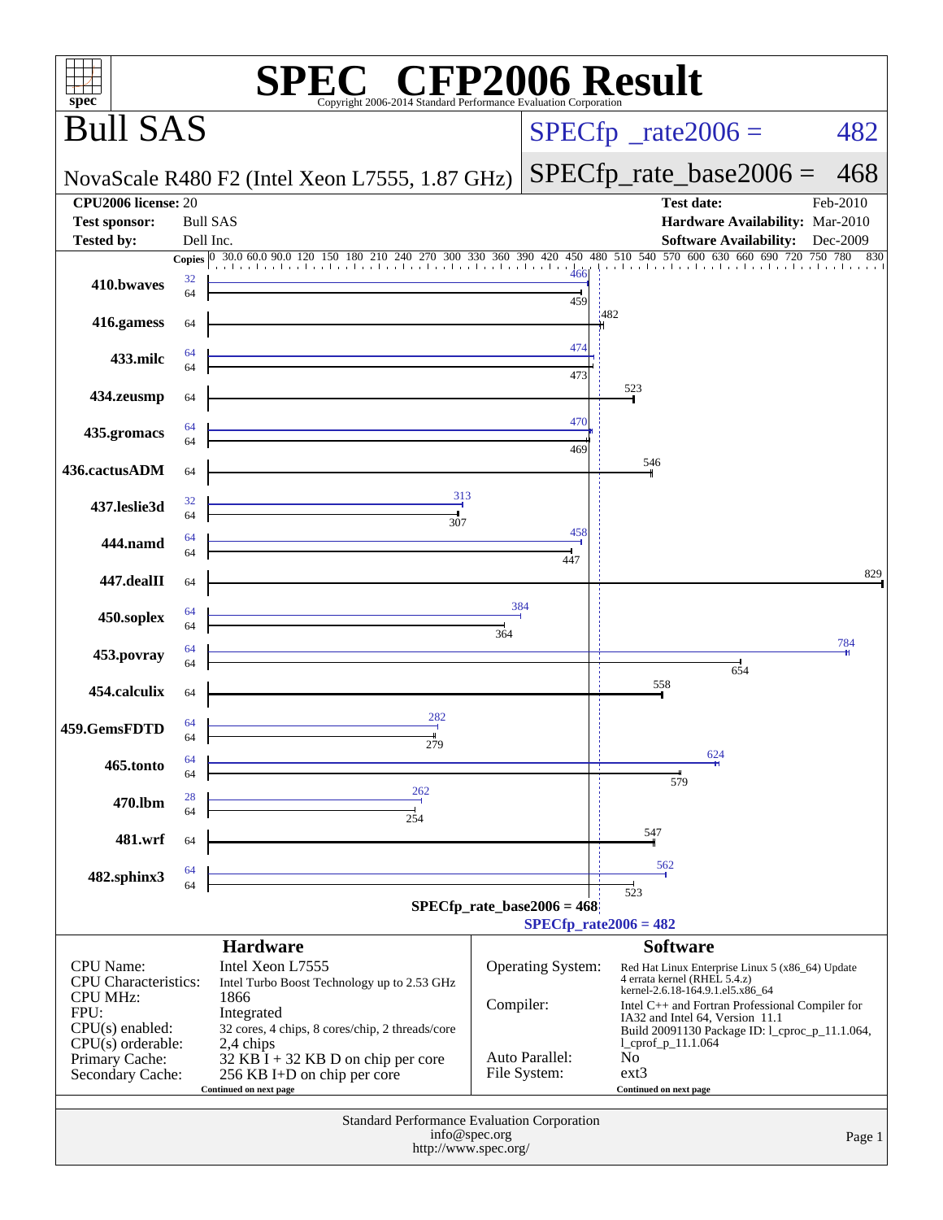# SPEC CFP2006 Result

Copyright 2006-2014 Standard Performance Evaluation Corporation

## Bull SAS

**SPECfp_rate2006 = 482**

NovaScale R480 F2 (Intel Xeon L7555, 1.87 GHz)

**SPECfp_rate_base2006 = 468**

| | | | |
|---|---|---|---|
| **CPU2006 license:** | 20 | **Test date:** | Feb-2010 |
| **Test sponsor:** | Bull SAS | **Hardware Availability:** | Mar-2010 |
| **Tested by:** | Dell Inc. | **Software Availability:** | Dec-2009 |

| Benchmark | Copies (peak) | Peak | Copies (base) | Base |
|---|---|---|---|---|
| 410.bwaves | 32 | 466 | 64 | 459 |
| 416.gamess | | | 64 | 482 |
| 433.milc | 64 | 474 | 64 | 473 |
| 434.zeusmp | | | 64 | 523 |
| 435.gromacs | 64 | 470 | 64 | 469 |
| 436.cactusADM | | | 64 | 546 |
| 437.leslie3d | 32 | 313 | 64 | 307 |
| 444.namd | 64 | 458 | 64 | 447 |
| 447.dealII | | | 64 | 829 |
| 450.soplex | 64 | 384 | 64 | 364 |
| 453.povray | 64 | 784 | 64 | 654 |
| 454.calculix | | | 64 | 558 |
| 459.GemsFDTD | 64 | 282 | 64 | 279 |
| 465.tonto | 64 | 624 | 64 | 579 |
| 470.lbm | 28 | 262 | 64 | 254 |
| 481.wrf | | | 64 | 547 |
| 482.sphinx3 | 64 | 562 | 64 | 523 |

SPECfp_rate_base2006 = 468

SPECfp_rate2006 = 482

### Hardware

| | |
|---|---|
| CPU Name: | Intel Xeon L7555 |
| CPU Characteristics: | Intel Turbo Boost Technology up to 2.53 GHz |
| CPU MHz: | 1866 |
| FPU: | Integrated |
| CPU(s) enabled: | 32 cores, 4 chips, 8 cores/chip, 2 threads/core |
| CPU(s) orderable: | 2,4 chips |
| Primary Cache: | 32 KB I + 32 KB D on chip per core |
| Secondary Cache: | 256 KB I+D on chip per core |

Continued on next page

### Software

| | |
|---|---|
| Operating System: | Red Hat Linux Enterprise Linux 5 (x86_64) Update 4 errata kernel (RHEL 5.4.z) kernel-2.6.18-164.9.1.el5.x86_64 |
| Compiler: | Intel C++ and Fortran Professional Compiler for IA32 and Intel 64, Version 11.1 Build 20091130 Package ID: l_cproc_p_11.1.064, l_cprof_p_11.1.064 |
| Auto Parallel: | No |
| File System: | ext3 |

Continued on next page

Standard Performance Evaluation Corporation
info@spec.org
http://www.spec.org/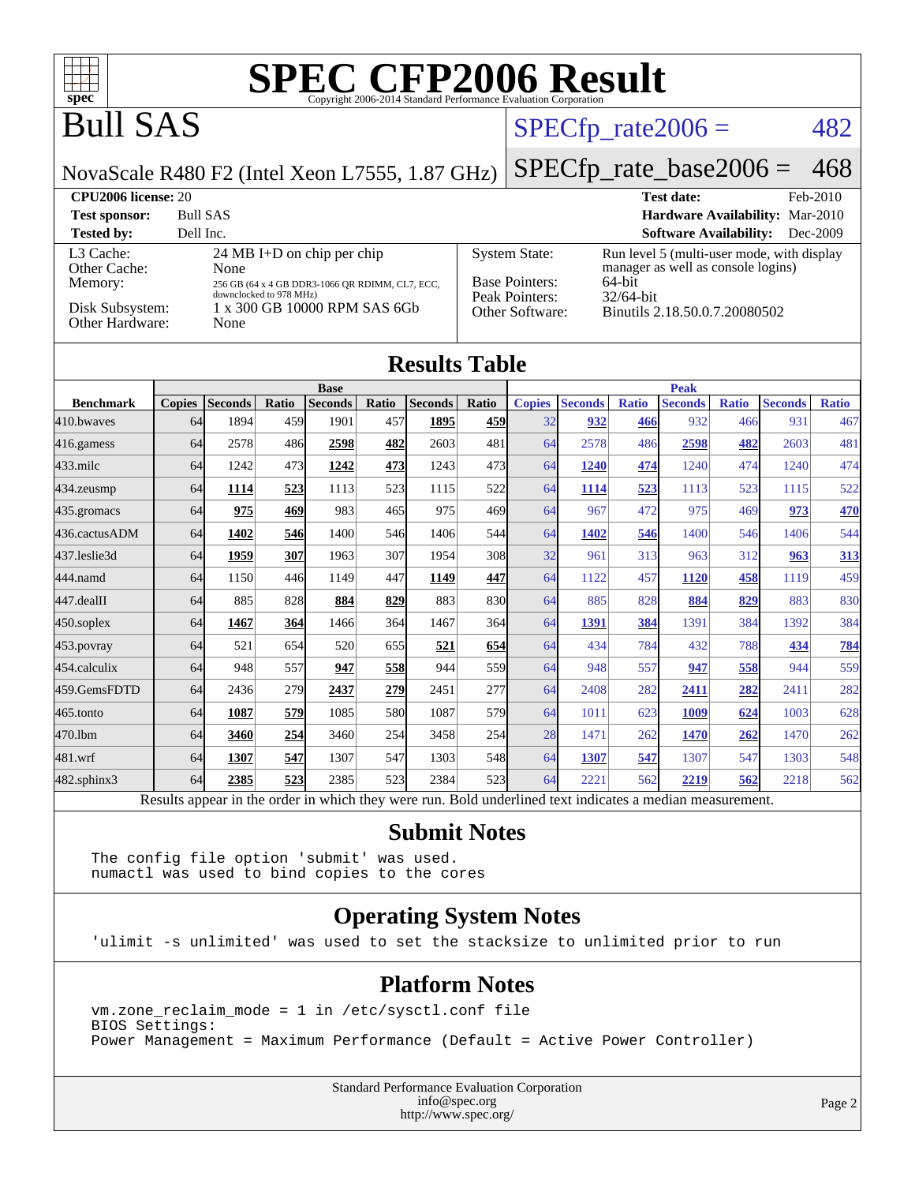# SPEC CFP2006 Result

Copyright 2006-2014 Standard Performance Evaluation Corporation

## Bull SAS

NovaScale R480 F2 (Intel Xeon L7555, 1.87 GHz)

SPECfp_rate2006 = 482

SPECfp_rate_base2006 = 468

| | | | |
|---|---|---|---|
| **CPU2006 license:** 20 | | **Test date:** | Feb-2010 |
| **Test sponsor:** | Bull SAS | **Hardware Availability:** | Mar-2010 |
| **Tested by:** | Dell Inc. | **Software Availability:** | Dec-2009 |

| | |
|---|---|
| L3 Cache: | 24 MB I+D on chip per chip |
| Other Cache: | None |
| Memory: | 256 GB (64 x 4 GB DDR3-1066 QR RDIMM, CL7, ECC, downclocked to 978 MHz) |
| Disk Subsystem: | 1 x 300 GB 10000 RPM SAS 6Gb |
| Other Hardware: | None |

| | |
|---|---|
| System State: | Run level 5 (multi-user mode, with display manager as well as console logins) |
| Base Pointers: | 64-bit |
| Peak Pointers: | 32/64-bit |
| Other Software: | Binutils 2.18.50.0.7.20080502 |

## Results Table

| | Base | | | | | | | Peak | | | | | | |
|---|---|---|---|---|---|---|---|---|---|---|---|---|---|---|
| **Benchmark** | **Copies** | **Seconds** | **Ratio** | **Seconds** | **Ratio** | **Seconds** | **Ratio** | **Copies** | **Seconds** | **Ratio** | **Seconds** | **Ratio** | **Seconds** | **Ratio** |
| 410.bwaves | 64 | 1894 | 459 | 1901 | 457 | **1895** | **459** | 32 | **932** | **466** | 932 | 466 | 931 | 467 |
| 416.gamess | 64 | 2578 | 486 | **2598** | **482** | 2603 | 481 | 64 | 2578 | 486 | **2598** | **482** | 2603 | 481 |
| 433.milc | 64 | 1242 | 473 | **1242** | **473** | 1243 | 473 | 64 | **1240** | **474** | 1240 | 474 | 1240 | 474 |
| 434.zeusmp | 64 | **1114** | **523** | 1113 | 523 | 1115 | 522 | 64 | **1114** | **523** | 1113 | 523 | 1115 | 522 |
| 435.gromacs | 64 | **975** | **469** | 983 | 465 | 975 | 469 | 64 | 967 | 472 | 975 | 469 | **973** | **470** |
| 436.cactusADM | 64 | **1402** | **546** | 1400 | 546 | 1406 | 544 | 64 | **1402** | **546** | 1400 | 546 | 1406 | 544 |
| 437.leslie3d | 64 | **1959** | **307** | 1963 | 307 | 1954 | 308 | 32 | 961 | 313 | 963 | 312 | **963** | **313** |
| 444.namd | 64 | 1150 | 446 | 1149 | 447 | **1149** | **447** | 64 | 1122 | 457 | **1120** | **458** | 1119 | 459 |
| 447.dealII | 64 | 885 | 828 | **884** | **829** | 883 | 830 | 64 | 885 | 828 | **884** | **829** | 883 | 830 |
| 450.soplex | 64 | **1467** | **364** | 1466 | 364 | 1467 | 364 | 64 | **1391** | **384** | 1391 | 384 | 1392 | 384 |
| 453.povray | 64 | 521 | 654 | 520 | 655 | **521** | **654** | 64 | 434 | 784 | 432 | 788 | **434** | **784** |
| 454.calculix | 64 | 948 | 557 | **947** | **558** | 944 | 559 | 64 | 948 | 557 | **947** | **558** | 944 | 559 |
| 459.GemsFDTD | 64 | 2436 | 279 | **2437** | **279** | 2451 | 277 | 64 | 2408 | 282 | **2411** | **282** | 2411 | 282 |
| 465.tonto | 64 | **1087** | **579** | 1085 | 580 | 1087 | 579 | 64 | 1011 | 623 | **1009** | **624** | 1003 | 628 |
| 470.lbm | 64 | **3460** | **254** | 3460 | 254 | 3458 | 254 | 28 | 1471 | 262 | **1470** | **262** | 1470 | 262 |
| 481.wrf | 64 | **1307** | **547** | 1307 | 547 | 1303 | 548 | 64 | **1307** | **547** | 1307 | 547 | 1303 | 548 |
| 482.sphinx3 | 64 | **2385** | **523** | 2385 | 523 | 2384 | 523 | 64 | 2221 | 562 | **2219** | **562** | 2218 | 562 |

Results appear in the order in which they were run. Bold underlined text indicates a median measurement.

## Submit Notes

```
The config file option 'submit' was used.
numactl was used to bind copies to the cores
```

## Operating System Notes

```
'ulimit -s unlimited' was used to set the stacksize to unlimited prior to run
```

## Platform Notes

```
vm.zone_reclaim_mode = 1 in /etc/sysctl.conf file
BIOS Settings:
Power Management = Maximum Performance (Default = Active Power Controller)
```

Standard Performance Evaluation Corporation
info@spec.org
http://www.spec.org/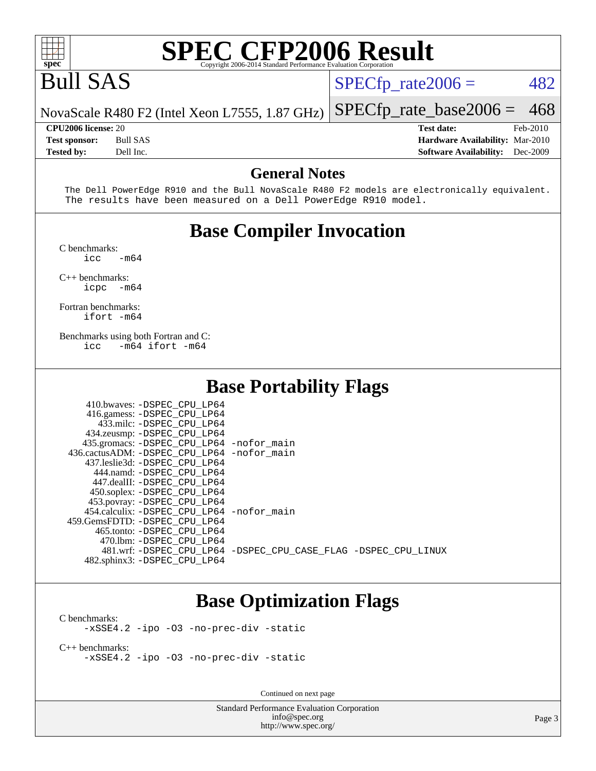# SPEC CFP2006 Result

Copyright 2006-2014 Standard Performance Evaluation Corporation

## Bull SAS

NovaScale R480 F2 (Intel Xeon L7555, 1.87 GHz)

SPECfp_rate2006 = 482

SPECfp_rate_base2006 = 468

| | | | |
|---|---|---|---|
| **CPU2006 license:** | 20 | **Test date:** | Feb-2010 |
| **Test sponsor:** | Bull SAS | **Hardware Availability:** | Mar-2010 |
| **Tested by:** | Dell Inc. | **Software Availability:** | Dec-2009 |

## General Notes

```
The Dell PowerEdge R910 and the Bull NovaScale R480 F2 models are electronically equivalent.
The results have been measured on a Dell PowerEdge R910 model.
```

## Base Compiler Invocation

C benchmarks:
```
icc   -m64
```

C++ benchmarks:
```
icpc  -m64
```

Fortran benchmarks:
```
ifort -m64
```

Benchmarks using both Fortran and C:
```
icc   -m64 ifort -m64
```

## Base Portability Flags

| | |
|---|---|
| 410.bwaves: | -DSPEC_CPU_LP64 |
| 416.gamess: | -DSPEC_CPU_LP64 |
| 433.milc: | -DSPEC_CPU_LP64 |
| 434.zeusmp: | -DSPEC_CPU_LP64 |
| 435.gromacs: | -DSPEC_CPU_LP64 -nofor_main |
| 436.cactusADM: | -DSPEC_CPU_LP64 -nofor_main |
| 437.leslie3d: | -DSPEC_CPU_LP64 |
| 444.namd: | -DSPEC_CPU_LP64 |
| 447.dealII: | -DSPEC_CPU_LP64 |
| 450.soplex: | -DSPEC_CPU_LP64 |
| 453.povray: | -DSPEC_CPU_LP64 |
| 454.calculix: | -DSPEC_CPU_LP64 -nofor_main |
| 459.GemsFDTD: | -DSPEC_CPU_LP64 |
| 465.tonto: | -DSPEC_CPU_LP64 |
| 470.lbm: | -DSPEC_CPU_LP64 |
| 481.wrf: | -DSPEC_CPU_LP64 -DSPEC_CPU_CASE_FLAG -DSPEC_CPU_LINUX |
| 482.sphinx3: | -DSPEC_CPU_LP64 |

## Base Optimization Flags

C benchmarks:
```
-xSSE4.2 -ipo -O3 -no-prec-div -static
```

C++ benchmarks:
```
-xSSE4.2 -ipo -O3 -no-prec-div -static
```

Continued on next page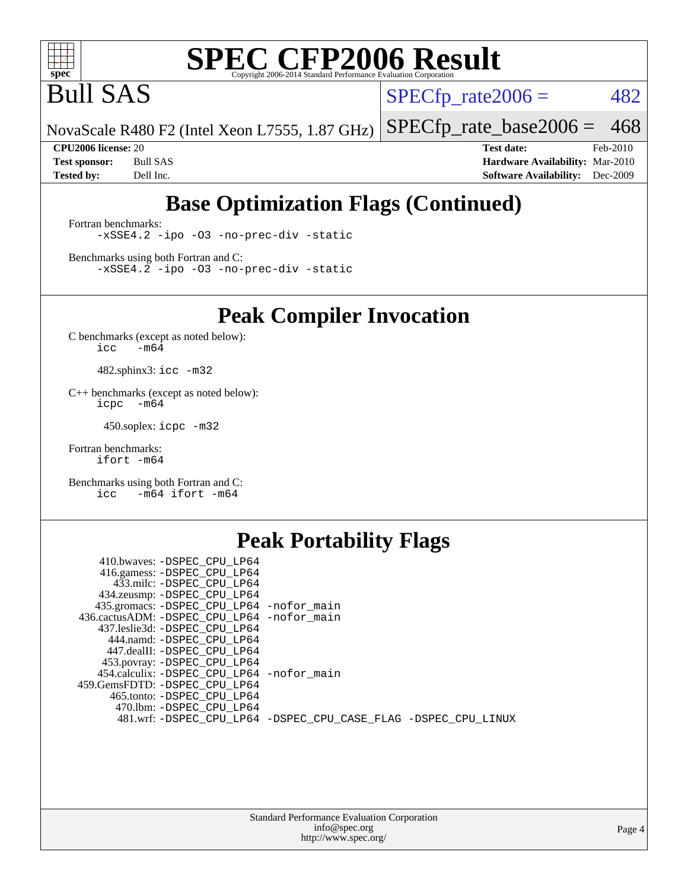# SPEC CFP2006 Result

Copyright 2006-2014 Standard Performance Evaluation Corporation

# Bull SAS

NovaScale R480 F2 (Intel Xeon L7555, 1.87 GHz)

SPECfp_rate2006 = 482

SPECfp_rate_base2006 = 468

**CPU2006 license:** 20
**Test sponsor:** Bull SAS
**Tested by:** Dell Inc.

**Test date:** Feb-2010
**Hardware Availability:** Mar-2010
**Software Availability:** Dec-2009

## Base Optimization Flags (Continued)

Fortran benchmarks:

```
-xSSE4.2 -ipo -O3 -no-prec-div -static
```

Benchmarks using both Fortran and C:

```
-xSSE4.2 -ipo -O3 -no-prec-div -static
```

## Peak Compiler Invocation

C benchmarks (except as noted below):

```
icc   -m64
```

482.sphinx3: `icc -m32`

C++ benchmarks (except as noted below):

```
icpc  -m64
```

450.soplex: `icpc -m32`

Fortran benchmarks:

```
ifort -m64
```

Benchmarks using both Fortran and C:

```
icc   -m64 ifort -m64
```

## Peak Portability Flags

410.bwaves: `-DSPEC_CPU_LP64`
416.gamess: `-DSPEC_CPU_LP64`
433.milc: `-DSPEC_CPU_LP64`
434.zeusmp: `-DSPEC_CPU_LP64`
435.gromacs: `-DSPEC_CPU_LP64 -nofor_main`
436.cactusADM: `-DSPEC_CPU_LP64 -nofor_main`
437.leslie3d: `-DSPEC_CPU_LP64`
444.namd: `-DSPEC_CPU_LP64`
447.dealII: `-DSPEC_CPU_LP64`
453.povray: `-DSPEC_CPU_LP64`
454.calculix: `-DSPEC_CPU_LP64 -nofor_main`
459.GemsFDTD: `-DSPEC_CPU_LP64`
465.tonto: `-DSPEC_CPU_LP64`
470.lbm: `-DSPEC_CPU_LP64`
481.wrf: `-DSPEC_CPU_LP64 -DSPEC_CPU_CASE_FLAG -DSPEC_CPU_LINUX`

Standard Performance Evaluation Corporation
info@spec.org
http://www.spec.org/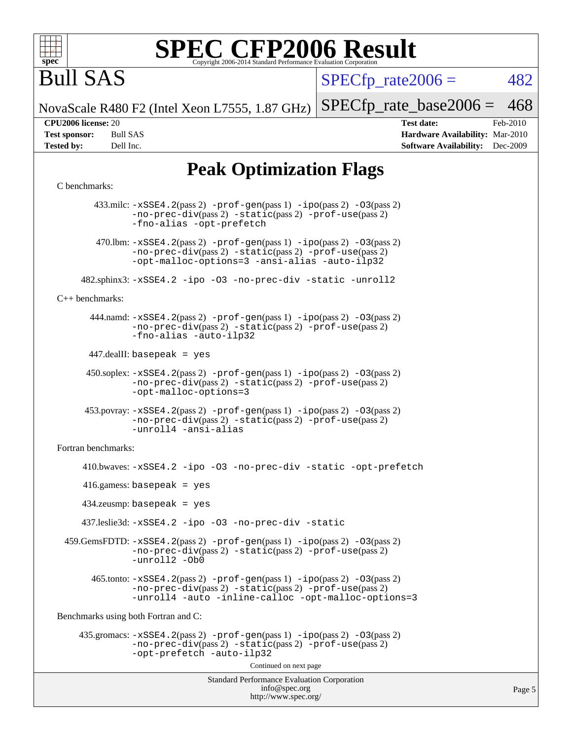# SPEC CFP2006 Result

Copyright 2006-2014 Standard Performance Evaluation Corporation

## Bull SAS

NovaScale R480 F2 (Intel Xeon L7555, 1.87 GHz)

SPECfp_rate2006 = 482

SPECfp_rate_base2006 = 468

| | | | |
|---|---|---|---|
| **CPU2006 license:** | 20 | **Test date:** | Feb-2010 |
| **Test sponsor:** | Bull SAS | **Hardware Availability:** | Mar-2010 |
| **Tested by:** | Dell Inc. | **Software Availability:** | Dec-2009 |

## Peak Optimization Flags

C benchmarks:

433.milc: -xSSE4.2(pass 2) -prof-gen(pass 1) -ipo(pass 2) -O3(pass 2) -no-prec-div(pass 2) -static(pass 2) -prof-use(pass 2) -fno-alias -opt-prefetch

470.lbm: -xSSE4.2(pass 2) -prof-gen(pass 1) -ipo(pass 2) -O3(pass 2) -no-prec-div(pass 2) -static(pass 2) -prof-use(pass 2) -opt-malloc-options=3 -ansi-alias -auto-ilp32

482.sphinx3: -xSSE4.2 -ipo -O3 -no-prec-div -static -unroll2

C++ benchmarks:

444.namd: -xSSE4.2(pass 2) -prof-gen(pass 1) -ipo(pass 2) -O3(pass 2) -no-prec-div(pass 2) -static(pass 2) -prof-use(pass 2) -fno-alias -auto-ilp32

447.dealII: basepeak = yes

450.soplex: -xSSE4.2(pass 2) -prof-gen(pass 1) -ipo(pass 2) -O3(pass 2) -no-prec-div(pass 2) -static(pass 2) -prof-use(pass 2) -opt-malloc-options=3

453.povray: -xSSE4.2(pass 2) -prof-gen(pass 1) -ipo(pass 2) -O3(pass 2) -no-prec-div(pass 2) -static(pass 2) -prof-use(pass 2) -unroll4 -ansi-alias

Fortran benchmarks:

410.bwaves: -xSSE4.2 -ipo -O3 -no-prec-div -static -opt-prefetch

416.gamess: basepeak = yes

434.zeusmp: basepeak = yes

437.leslie3d: -xSSE4.2 -ipo -O3 -no-prec-div -static

459.GemsFDTD: -xSSE4.2(pass 2) -prof-gen(pass 1) -ipo(pass 2) -O3(pass 2) -no-prec-div(pass 2) -static(pass 2) -prof-use(pass 2) -unroll2 -Ob0

465.tonto: -xSSE4.2(pass 2) -prof-gen(pass 1) -ipo(pass 2) -O3(pass 2) -no-prec-div(pass 2) -static(pass 2) -prof-use(pass 2) -unroll4 -auto -inline-calloc -opt-malloc-options=3

Benchmarks using both Fortran and C:

435.gromacs: -xSSE4.2(pass 2) -prof-gen(pass 1) -ipo(pass 2) -O3(pass 2) -no-prec-div(pass 2) -static(pass 2) -prof-use(pass 2) -opt-prefetch -auto-ilp32

Continued on next page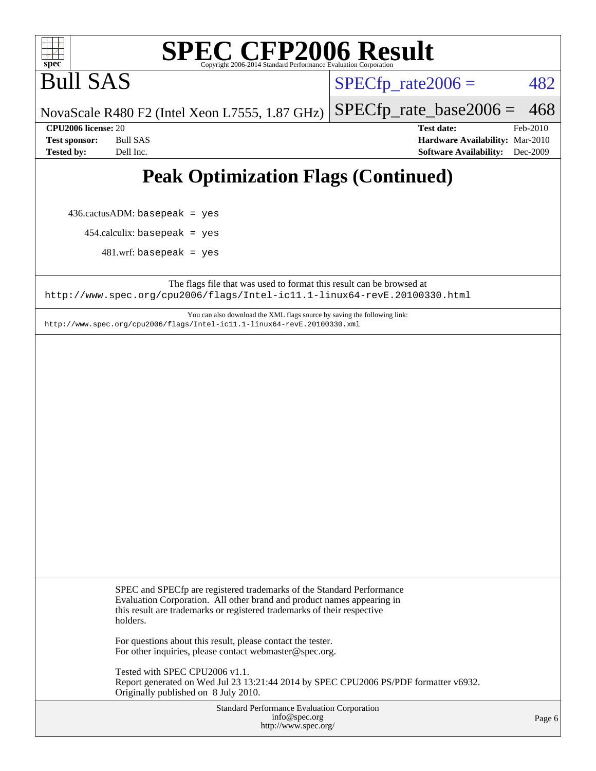# Peak Optimization Flags (Continued)

436.cactusADM: `basepeak = yes`

454.calculix: `basepeak = yes`

481.wrf: `basepeak = yes`

The flags file that was used to format this result can be browsed at
http://www.spec.org/cpu2006/flags/Intel-ic11.1-linux64-revE.20100330.html

You can also download the XML flags source by saving the following link:
http://www.spec.org/cpu2006/flags/Intel-ic11.1-linux64-revE.20100330.xml

SPEC and SPECfp are registered trademarks of the Standard Performance Evaluation Corporation. All other brand and product names appearing in this result are trademarks or registered trademarks of their respective holders.

For questions about this result, please contact the tester.
For other inquiries, please contact webmaster@spec.org.

Tested with SPEC CPU2006 v1.1.
Report generated on Wed Jul 23 13:21:44 2014 by SPEC CPU2006 PS/PDF formatter v6932.
Originally published on 8 July 2010.